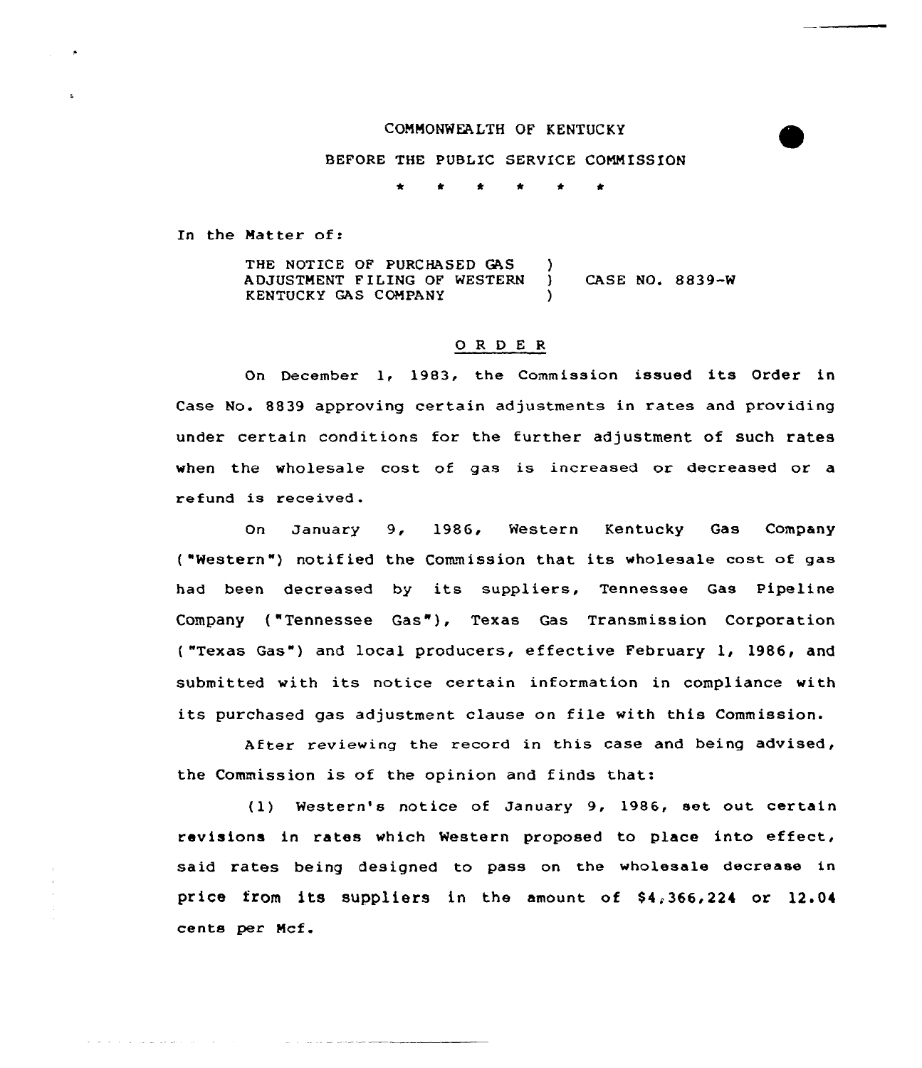COMMONWEALTH OF KENTUCKY

BEFORE THE PUBLIC SERVICE COMMISSION

\* \* \* \* \* \*

In the Matter of:

| | | |
|---|---|---|
| THE NOTICE OF PURCHASED GAS ADJUSTMENT FILING OF WESTERN KENTUCKY GAS COMPANY | ) ) ) | CASE NO. 8839-W |

## O R D E R

On December 1, 1983, the Commission issued its Order in Case No. 8839 approving certain adjustments in rates and providing under certain conditions for the further adjustment of such rates when the wholesale cost of gas is increased or decreased or a refund is received.

On January 9, 1986, Western Kentucky Gas Company ("Western") notified the Commission that its wholesale cost of gas had been decreased by its suppliers, Tennessee Gas Pipeline Company ("Tennessee Gas"), Texas Gas Transmission Corporation ("Texas Gas") and local producers, effective February 1, 1986, and submitted with its notice certain information in compliance with its purchased gas adjustment clause on file with this Commission.

After reviewing the record in this case and being advised, the Commission is of the opinion and finds that:

(1) Western's notice of January 9, 1986, set out certain revisions in rates which Western proposed to place into effect, said rates being designed to pass on the wholesale decrease in price from its suppliers in the amount of $4,366,224 or 12.04 cents per Mcf.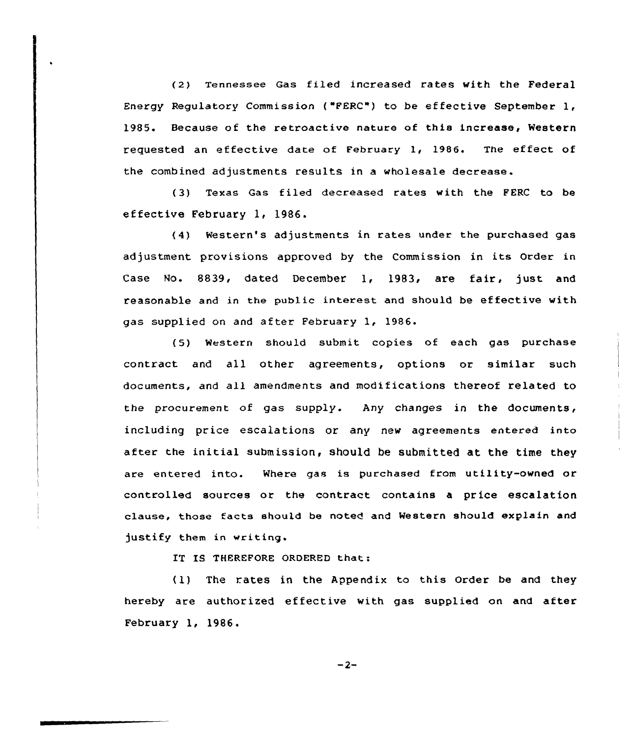(2) Tennessee Gas filed increased rates with the Federal Energy Regulatory Commission ("FERC") to be effective September 1, 1985. Because of the retroactive nature of this increase, Western requested an effective date of February 1, 1986. The effect of the combined adjustments results in a wholesale decrease.

(3) Texas Gas filed decreased rates with the FERC to be effective February 1, 1986.

(4) Western's adjustments in rates under the purchased gas adjustment provisions approved by the Commission in its Order in Case No. 8839, dated December 1, 1983, are fair, just and reasonable and in the public interest and should be effective with gas supplied on and after February 1, 1986.

(5) Western should submit copies of each gas purchase contract and all other agreements, options or similar such documents, and all amendments and modifications thereof related to the procurement of gas supply. Any changes in the documents, including price escalations or any new agreements entered into after the initial submission, should be submitted at the time they are entered into. Where gas is purchased from utility-owned or controlled sources or the contract contains a price escalation clause, those facts should be noted and Western should explain and justify them in writing.

IT IS THEREFORE ORDERED that:

(1) The rates in the Appendix to this Order be and they hereby are authorized effective with gas supplied on and after February 1, 1986.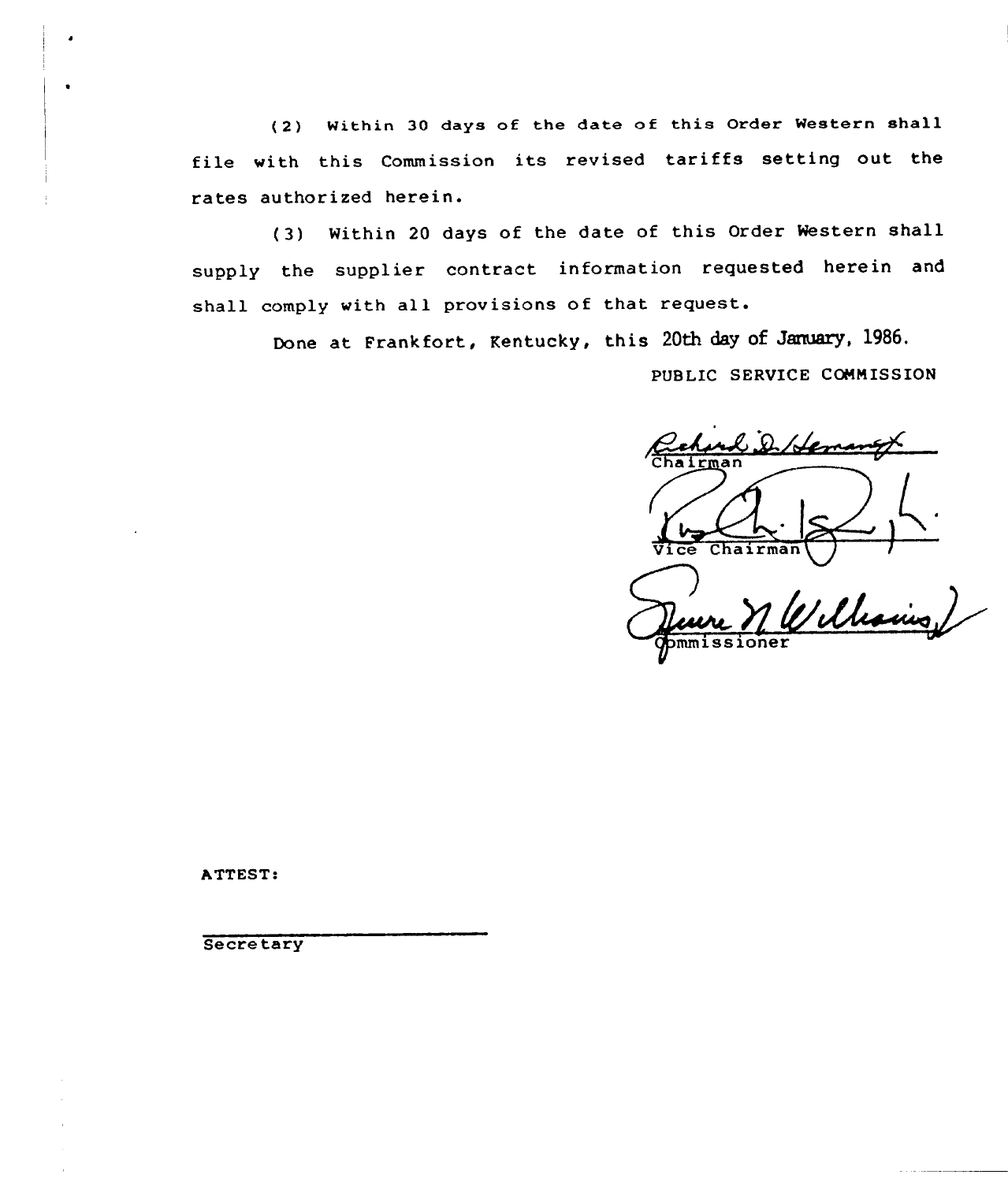(2) Within 30 days of the date of this Order Western shall file with this Commission its revised tariffs setting out the rates authorized herein.

(3) Within 20 days of the date of this Order Western shall supply the supplier contract information requested herein and shall comply with all provisions of that request.

Done at Frankfort, Kentucky, this 20th day of January, 1986.

PUBLIC SERVICE COMMISSION

Chairman

Vice Chairman

Commissioner

ATTEST:

Secretary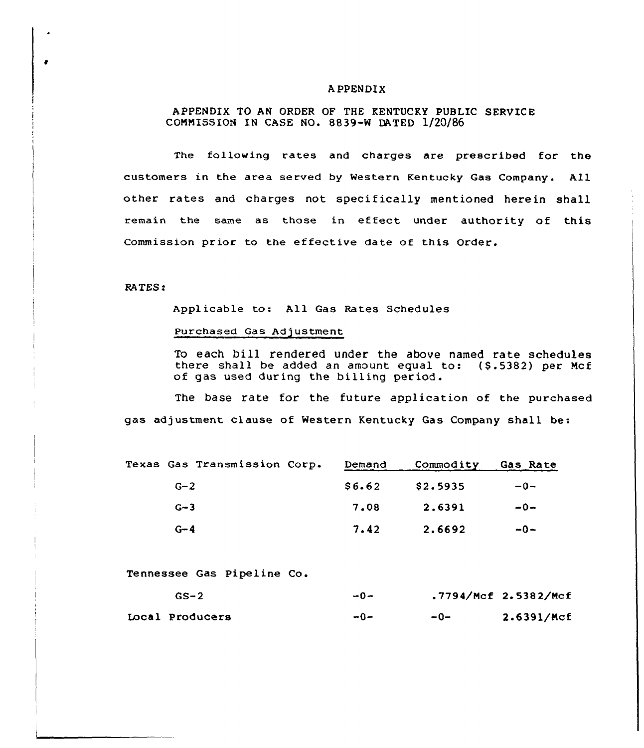# APPENDIX

APPENDIX TO AN ORDER OF THE KENTUCKY PUBLIC SERVICE COMMISSION IN CASE NO. 8839-W DATED 1/20/86

The following rates and charges are prescribed for the customers in the area served by Western Kentucky Gas Company. All other rates and charges not specifically mentioned herein shall remain the same as those in effect under authority of this Commission prior to the effective date of this Order.

RATES:

Applicable to: All Gas Rates Schedules

Purchased Gas Adjustment

To each bill rendered under the above named rate schedules there shall be added an amount equal to: ($.5382) per Mcf of gas used during the billing period.

The base rate for the future application of the purchased gas adjustment clause of Western Kentucky Gas Company shall be:

| Texas Gas Transmission Corp. | Demand | Commodity | Gas Rate |
|---|---|---|---|
| G-2 | $6.62 | $2.5935 | -0- |
| G-3 | 7.08 | 2.6391 | -0- |
| G-4 | 7.42 | 2.6692 | -0- |
| Tennessee Gas Pipeline Co. | | | |
| GS-2 | -0- | .7794/Mcf | 2.5382/Mcf |
| Local Producers | -0- | -0- | 2.6391/Mcf |